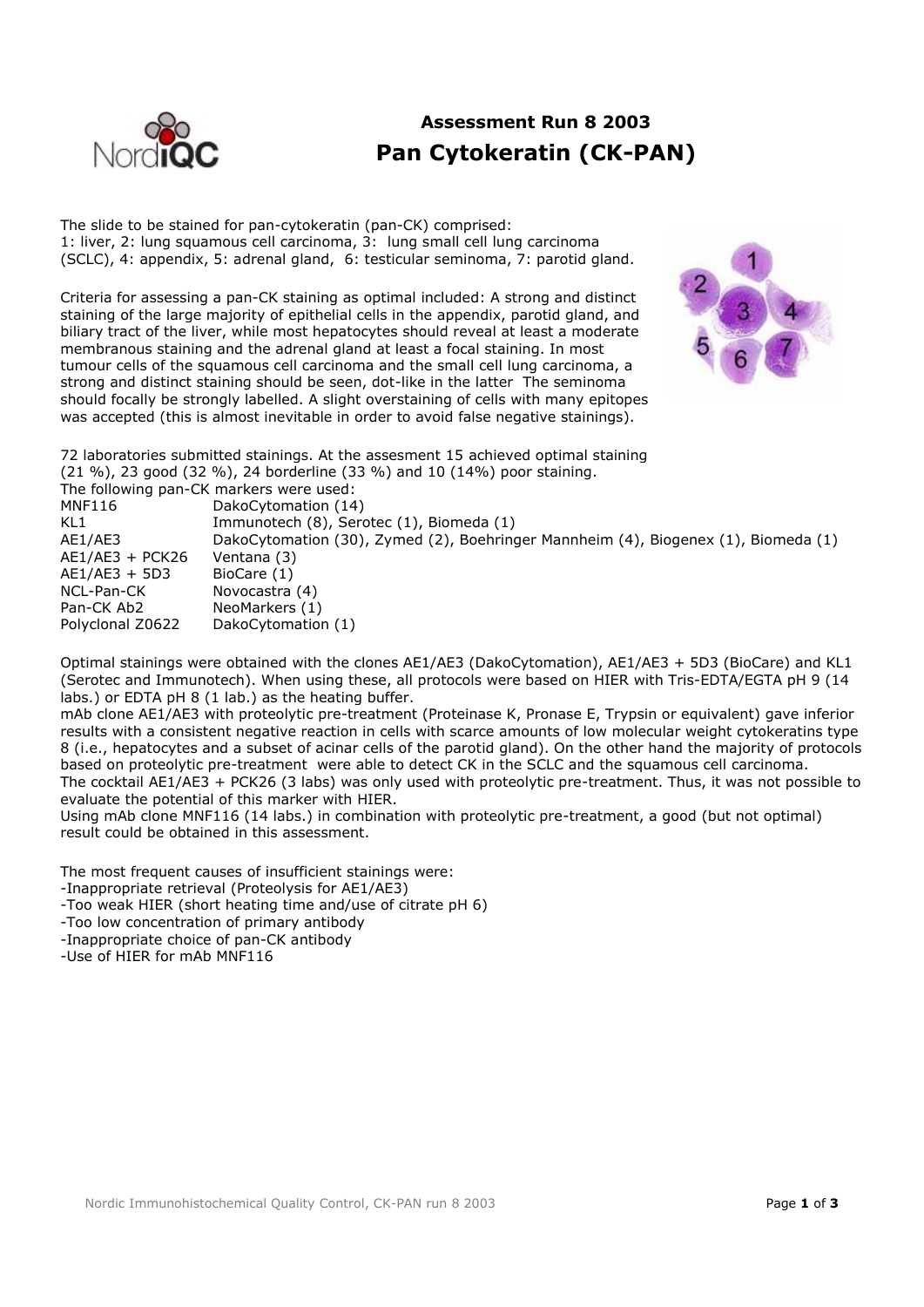# Assessment Run 8 2003

## Pan Cytokeratin (CK-PAN)

The slide to be stained for pan-cytokeratin (pan-CK) comprised:
1: liver, 2: lung squamous cell carcinoma, 3: lung small cell lung carcinoma (SCLC), 4: appendix, 5: adrenal gland, 6: testicular seminoma, 7: parotid gland.

Criteria for assessing a pan-CK staining as optimal included: A strong and distinct staining of the large majority of epithelial cells in the appendix, parotid gland, and biliary tract of the liver, while most hepatocytes should reveal at least a moderate membranous staining and the adrenal gland at least a focal staining. In most tumour cells of the squamous cell carcinoma and the small cell lung carcinoma, a strong and distinct staining should be seen, dot-like in the latter The seminoma should focally be strongly labelled. A slight overstaining of cells with many epitopes was accepted (this is almost inevitable in order to avoid false negative stainings).

72 laboratories submitted stainings. At the assesment 15 achieved optimal staining (21 %), 23 good (32 %), 24 borderline (33 %) and 10 (14%) poor staining.
The following pan-CK markers were used:

| | |
|---|---|
| MNF116 | DakoCytomation (14) |
| KL1 | Immunotech (8), Serotec (1), Biomeda (1) |
| AE1/AE3 | DakoCytomation (30), Zymed (2), Boehringer Mannheim (4), Biogenex (1), Biomeda (1) |
| AE1/AE3 + PCK26 | Ventana (3) |
| AE1/AE3 + 5D3 | BioCare (1) |
| NCL-Pan-CK | Novocastra (4) |
| Pan-CK Ab2 | NeoMarkers (1) |
| Polyclonal Z0622 | DakoCytomation (1) |

Optimal stainings were obtained with the clones AE1/AE3 (DakoCytomation), AE1/AE3 + 5D3 (BioCare) and KL1 (Serotec and Immunotech). When using these, all protocols were based on HIER with Tris-EDTA/EGTA pH 9 (14 labs.) or EDTA pH 8 (1 lab.) as the heating buffer.
mAb clone AE1/AE3 with proteolytic pre-treatment (Proteinase K, Pronase E, Trypsin or equivalent) gave inferior results with a consistent negative reaction in cells with scarce amounts of low molecular weight cytokeratins type 8 (i.e., hepatocytes and a subset of acinar cells of the parotid gland). On the other hand the majority of protocols based on proteolytic pre-treatment were able to detect CK in the SCLC and the squamous cell carcinoma.
The cocktail AE1/AE3 + PCK26 (3 labs) was only used with proteolytic pre-treatment. Thus, it was not possible to evaluate the potential of this marker with HIER.
Using mAb clone MNF116 (14 labs.) in combination with proteolytic pre-treatment, a good (but not optimal) result could be obtained in this assessment.

The most frequent causes of insufficient stainings were:
- Inappropriate retrieval (Proteolysis for AE1/AE3)
- Too weak HIER (short heating time and/use of citrate pH 6)
- Too low concentration of primary antibody
- Inappropriate choice of pan-CK antibody
- Use of HIER for mAb MNF116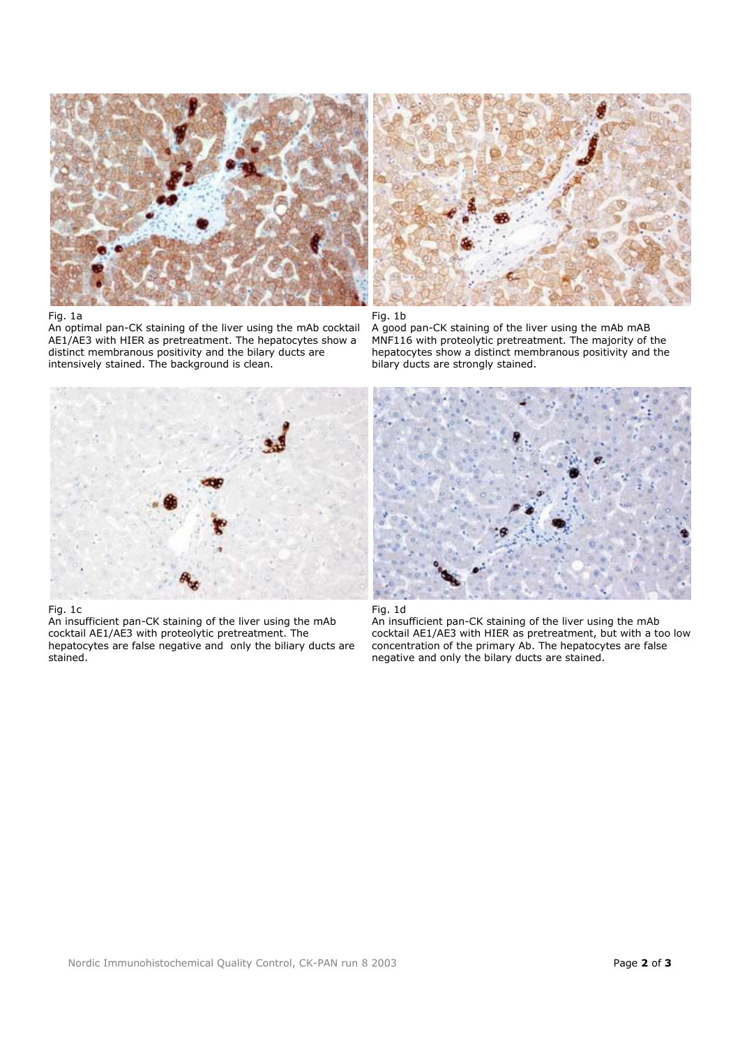Fig. 1a
An optimal pan-CK staining of the liver using the mAb cocktail AE1/AE3 with HIER as pretreatment. The hepatocytes show a distinct membranous positivity and the bilary ducts are intensively stained. The background is clean.

Fig. 1b
A good pan-CK staining of the liver using the mAb mAB MNF116 with proteolytic pretreatment. The majority of the hepatocytes show a distinct membranous positivity and the bilary ducts are strongly stained.

Fig. 1c
An insufficient pan-CK staining of the liver using the mAb cocktail AE1/AE3 with proteolytic pretreatment. The hepatocytes are false negative and only the biliary ducts are stained.

Fig. 1d
An insufficient pan-CK staining of the liver using the mAb cocktail AE1/AE3 with HIER as pretreatment, but with a too low concentration of the primary Ab. The hepatocytes are false negative and only the bilary ducts are stained.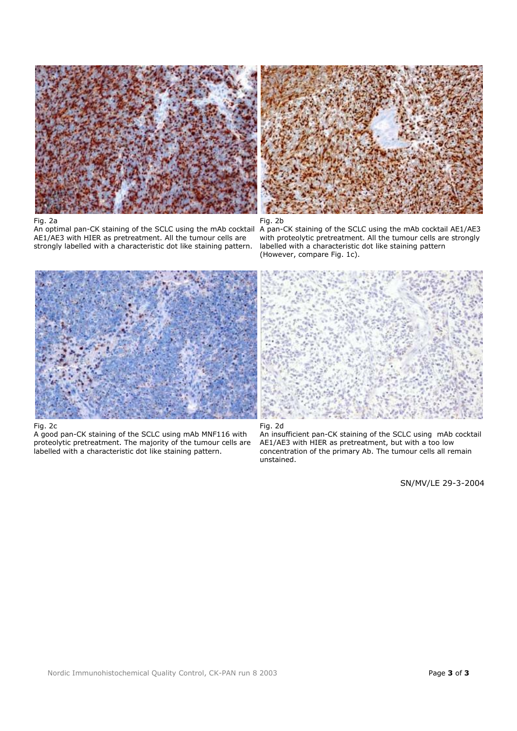Fig. 2a
An optimal pan-CK staining of the SCLC using the mAb cocktail AE1/AE3 with HIER as pretreatment. All the tumour cells are strongly labelled with a characteristic dot like staining pattern.

Fig. 2b
A pan-CK staining of the SCLC using the mAb cocktail AE1/AE3 with proteolytic pretreatment. All the tumour cells are strongly labelled with a characteristic dot like staining pattern (However, compare Fig. 1c).

Fig. 2c
A good pan-CK staining of the SCLC using mAb MNF116 with proteolytic pretreatment. The majority of the tumour cells are labelled with a characteristic dot like staining pattern.

Fig. 2d
An insufficient pan-CK staining of the SCLC using mAb cocktail AE1/AE3 with HIER as pretreatment, but with a too low concentration of the primary Ab. The tumour cells all remain unstained.

SN/MV/LE 29-3-2004